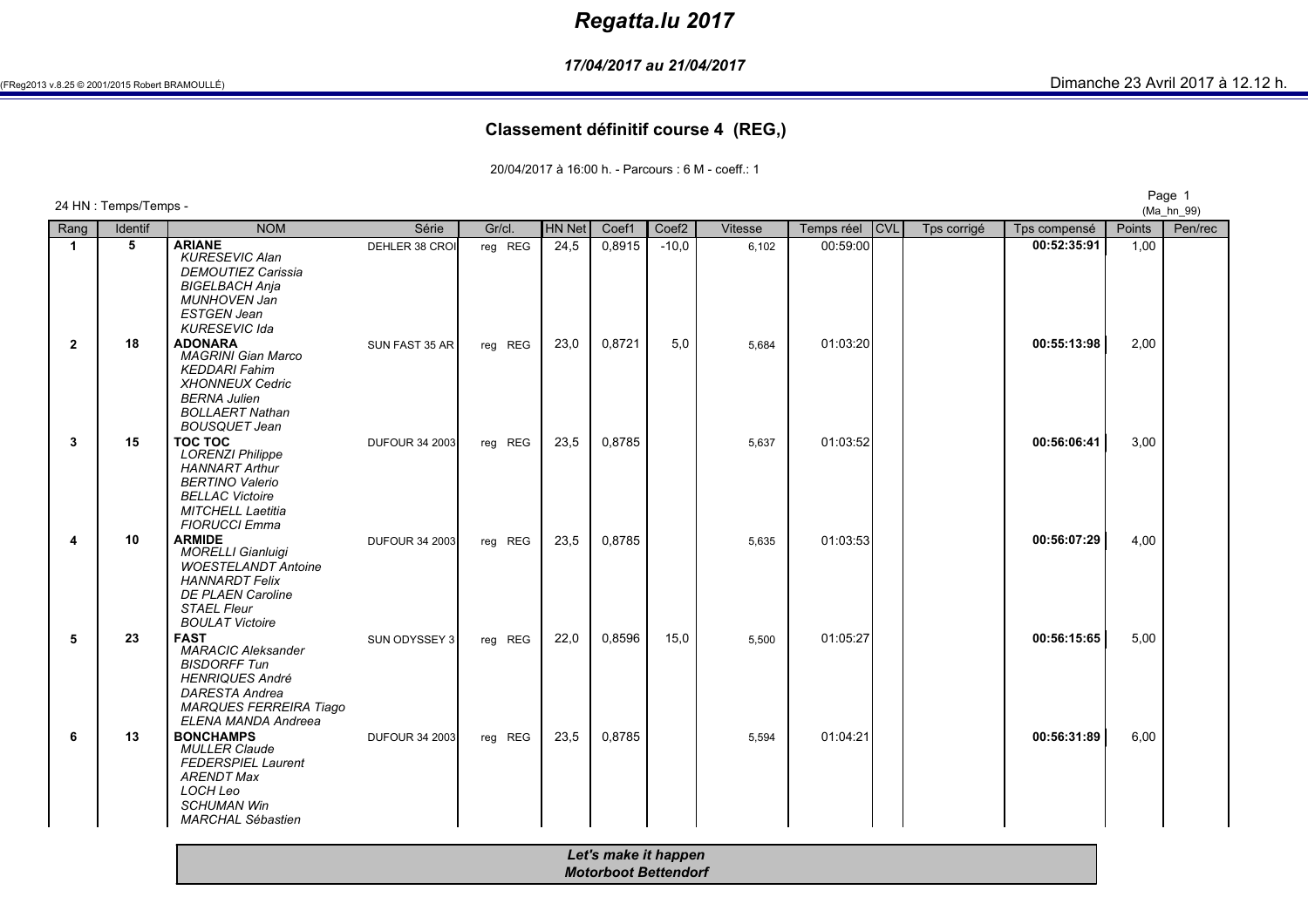# Regatta.lu 2017

*17/04/2017 au 21/04/2017*

(FReg2013 v.8.25 © 2001/2015 Robert BRAMOULLÉ) Dimanche 23 Avril 2017 à 12.12 h.

## Classement définitif course 4 (REG,)

20/04/2017 à 16:00 h. - Parcours : 6 M - coeff.: 1

24 HN : Temps/Temps - (Ma_hn_99)

| Rang | Identif | NOM | Série | Gr/cl. | HN Net | Coef1 | Coef2 | Vitesse | Temps réel | CVL | Tps corrigé | Tps compensé | Points | Pen/rec |
|---|---|---|---|---|---|---|---|---|---|---|---|---|---|---|
| 1 | 5 | **ARIANE**<br>*KURESEVIC Alan*<br>*DEMOUTIEZ Carissia*<br>*BIGELBACH Anja*<br>*MUNHOVEN Jan*<br>*ESTGEN Jean*<br>*KURESEVIC Ida* | DEHLER 38 CROI | reg REG | 24,5 | 0,8915 | -10,0 | 6,102 | 00:59:00 | | | **00:52:35:91** | 1,00 | |
| 2 | 18 | **ADONARA**<br>*MAGRINI Gian Marco*<br>*KEDDARI Fahim*<br>*XHONNEUX Cedric*<br>*BERNA Julien*<br>*BOLLAERT Nathan*<br>*BOUSQUET Jean* | SUN FAST 35 AR | reg REG | 23,0 | 0,8721 | 5,0 | 5,684 | 01:03:20 | | | **00:55:13:98** | 2,00 | |
| 3 | 15 | **TOC TOC**<br>*LORENZI Philippe*<br>*HANNART Arthur*<br>*BERTINO Valerio*<br>*BELLAC Victoire*<br>*MITCHELL Laetitia*<br>*FIORUCCI Emma* | DUFOUR 34 2003 | reg REG | 23,5 | 0,8785 | | 5,637 | 01:03:52 | | | **00:56:06:41** | 3,00 | |
| 4 | 10 | **ARMIDE**<br>*MORELLI Gianluigi*<br>*WOESTELANDT Antoine*<br>*HANNARDT Felix*<br>*DE PLAEN Caroline*<br>*STAEL Fleur*<br>*BOULAT Victoire* | DUFOUR 34 2003 | reg REG | 23,5 | 0,8785 | | 5,635 | 01:03:53 | | | **00:56:07:29** | 4,00 | |
| 5 | 23 | **FAST**<br>*MARACIC Aleksander*<br>*BISDORFF Tun*<br>*HENRIQUES André*<br>*DARESTA Andrea*<br>*MARQUES FERREIRA Tiago*<br>*ELENA MANDA Andreea* | SUN ODYSSEY 3 | reg REG | 22,0 | 0,8596 | 15,0 | 5,500 | 01:05:27 | | | **00:56:15:65** | 5,00 | |
| 6 | 13 | **BONCHAMPS**<br>*MULLER Claude*<br>*FEDERSPIEL Laurent*<br>*ARENDT Max*<br>*LOCH Leo*<br>*SCHUMAN Win*<br>*MARCHAL Sébastien* | DUFOUR 34 2003 | reg REG | 23,5 | 0,8785 | | 5,594 | 01:04:21 | | | **00:56:31:89** | 6,00 | |

***Let's make it happen***
***Motorboot Bettendorf***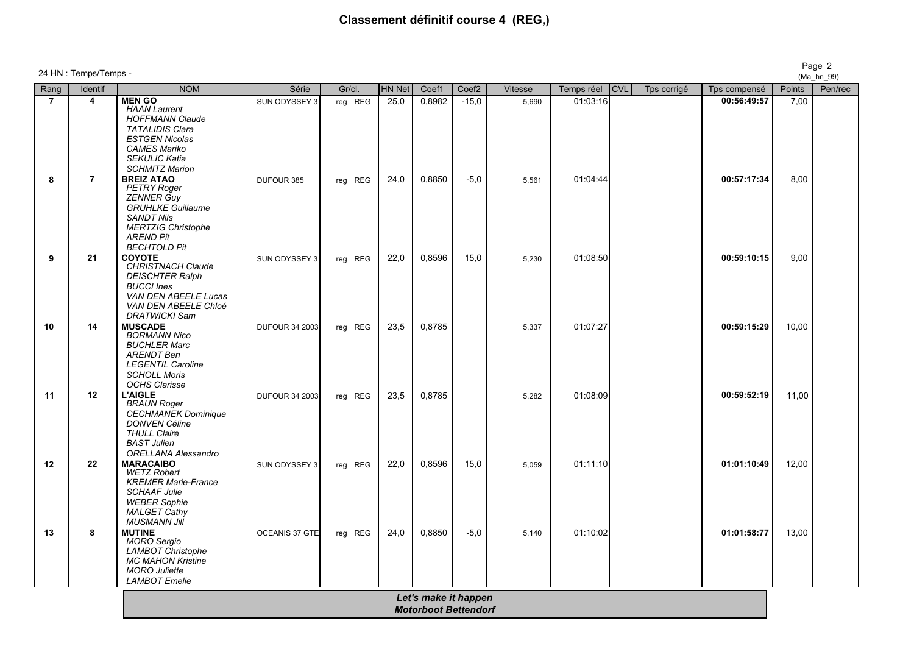# Classement définitif course 4 (REG,)

24 HN : Temps/Temps -

(Ma_hn_99)

| Rang | Identif | NOM | Série | Gr/cl. | HN Net | Coef1 | Coef2 | Vitesse | Temps réel | CVL | Tps corrigé | Tps compensé | Points | Pen/rec |
|---|---|---|---|---|---|---|---|---|---|---|---|---|---|---|
| 7 | 4 | **MEN GO**<br>*HAAN Laurent*<br>*HOFFMANN Claude*<br>*TATALIDIS Clara*<br>*ESTGEN Nicolas*<br>*CAMES Mariko*<br>*SEKULIC Katia*<br>*SCHMITZ Marion* | SUN ODYSSEY 3 | reg REG | 25,0 | 0,8982 | -15,0 | 5,690 | 01:03:16 | | | **00:56:49:57** | 7,00 | |
| 8 | 7 | **BREIZ ATAO**<br>*PETRY Roger*<br>*ZENNER Guy*<br>*GRUHLKE Guillaume*<br>*SANDT Nils*<br>*MERTZIG Christophe*<br>*AREND Pit*<br>*BECHTOLD Pit* | DUFOUR 385 | reg REG | 24,0 | 0,8850 | -5,0 | 5,561 | 01:04:44 | | | **00:57:17:34** | 8,00 | |
| 9 | 21 | **COYOTE**<br>*CHRISTNACH Claude*<br>*DEISCHTER Ralph*<br>*BUCCI Ines*<br>*VAN DEN ABEELE Lucas*<br>*VAN DEN ABEELE Chloé*<br>*DRATWICKI Sam* | SUN ODYSSEY 3 | reg REG | 22,0 | 0,8596 | 15,0 | 5,230 | 01:08:50 | | | **00:59:10:15** | 9,00 | |
| 10 | 14 | **MUSCADE**<br>*BORMANN Nico*<br>*BUCHLER Marc*<br>*ARENDT Ben*<br>*LEGENTIL Caroline*<br>*SCHOLL Moris*<br>*OCHS Clarisse* | DUFOUR 34 2003 | reg REG | 23,5 | 0,8785 | | 5,337 | 01:07:27 | | | **00:59:15:29** | 10,00 | |
| 11 | 12 | **L'AIGLE**<br>*BRAUN Roger*<br>*CECHMANEK Dominique*<br>*DONVEN Céline*<br>*THULL Claire*<br>*BAST Julien*<br>*ORELLANA Alessandro* | DUFOUR 34 2003 | reg REG | 23,5 | 0,8785 | | 5,282 | 01:08:09 | | | **00:59:52:19** | 11,00 | |
| 12 | 22 | **MARACAIBO**<br>*WETZ Robert*<br>*KREMER Marie-France*<br>*SCHAAF Julie*<br>*WEBER Sophie*<br>*MALGET Cathy*<br>*MUSMANN Jill* | SUN ODYSSEY 3 | reg REG | 22,0 | 0,8596 | 15,0 | 5,059 | 01:11:10 | | | **01:01:10:49** | 12,00 | |
| 13 | 8 | **MUTINE**<br>*MORO Sergio*<br>*LAMBOT Christophe*<br>*MC MAHON Kristine*<br>*MORO Juliette*<br>*LAMBOT Emelie* | OCEANIS 37 GTE | reg REG | 24,0 | 0,8850 | -5,0 | 5,140 | 01:10:02 | | | **01:01:58:77** | 13,00 | |

***Let's make it happen***
***Motorboot Bettendorf***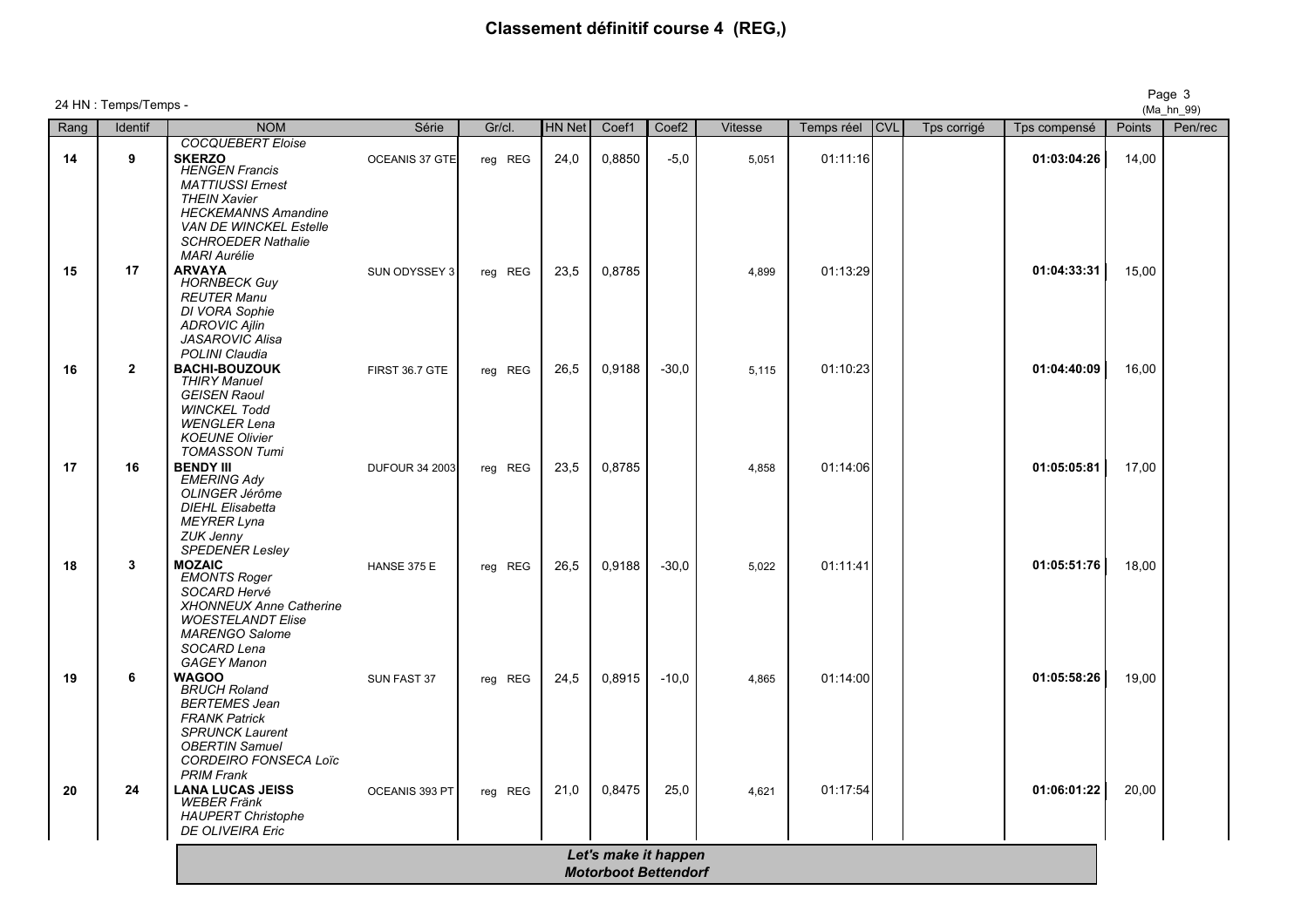# Classement définitif course 4 (REG,)

24 HN : Temps/Temps -

(Ma_hn_99)

| Rang | Identif | NOM | Série | Gr/cl. | HN Net | Coef1 | Coef2 | Vitesse | Temps réel | CVL | Tps corrigé | Tps compensé | Points | Pen/rec |
|---|---|---|---|---|---|---|---|---|---|---|---|---|---|---|
| | | *COCQUEBERT Eloise* | | | | | | | | | | | | |
| **14** | **9** | **SKERZO** *HENGEN Francis* *MATTIUSSI Ernest* *THEIN Xavier* *HECKEMANNS Amandine* *VAN DE WINCKEL Estelle* *SCHROEDER Nathalie* *MARI Aurélie* | OCEANIS 37 GTE | reg REG | 24,0 | 0,8850 | -5,0 | 5,051 | 01:11:16 | | | **01:03:04:26** | 14,00 | |
| **15** | **17** | **ARVAYA** *HORNBECK Guy* *REUTER Manu* *DI VORA Sophie* *ADROVIC Ajlin* *JASAROVIC Alisa* *POLINI Claudia* | SUN ODYSSEY 3 | reg REG | 23,5 | 0,8785 | | 4,899 | 01:13:29 | | | **01:04:33:31** | 15,00 | |
| **16** | **2** | **BACHI-BOUZOUK** *THIRY Manuel* *GEISEN Raoul* *WINCKEL Todd* *WENGLER Lena* *KOEUNE Olivier* *TOMASSON Tumi* | FIRST 36.7 GTE | reg REG | 26,5 | 0,9188 | -30,0 | 5,115 | 01:10:23 | | | **01:04:40:09** | 16,00 | |
| **17** | **16** | **BENDY III** *EMERING Ady* *OLINGER Jérôme* *DIEHL Elisabetta* *MEYRER Lyna* *ZUK Jenny* *SPEDENER Lesley* | DUFOUR 34 2003 | reg REG | 23,5 | 0,8785 | | 4,858 | 01:14:06 | | | **01:05:05:81** | 17,00 | |
| **18** | **3** | **MOZAIC** *EMONTS Roger* *SOCARD Hervé* *XHONNEUX Anne Catherine* *WOESTELANDT Elise* *MARENGO Salome* *SOCARD Lena* *GAGEY Manon* | HANSE 375 E | reg REG | 26,5 | 0,9188 | -30,0 | 5,022 | 01:11:41 | | | **01:05:51:76** | 18,00 | |
| **19** | **6** | **WAGOO** *BRUCH Roland* *BERTEMES Jean* *FRANK Patrick* *SPRUNCK Laurent* *OBERTIN Samuel* *CORDEIRO FONSECA Loïc* *PRIM Frank* | SUN FAST 37 | reg REG | 24,5 | 0,8915 | -10,0 | 4,865 | 01:14:00 | | | **01:05:58:26** | 19,00 | |
| **20** | **24** | **LANA LUCAS JEISS** *WEBER Fränk* *HAUPERT Christophe* *DE OLIVEIRA Eric* | OCEANIS 393 PT | reg REG | 21,0 | 0,8475 | 25,0 | 4,621 | 01:17:54 | | | **01:06:01:22** | 20,00 | |

***Let's make it happen***
***Motorboot Bettendorf***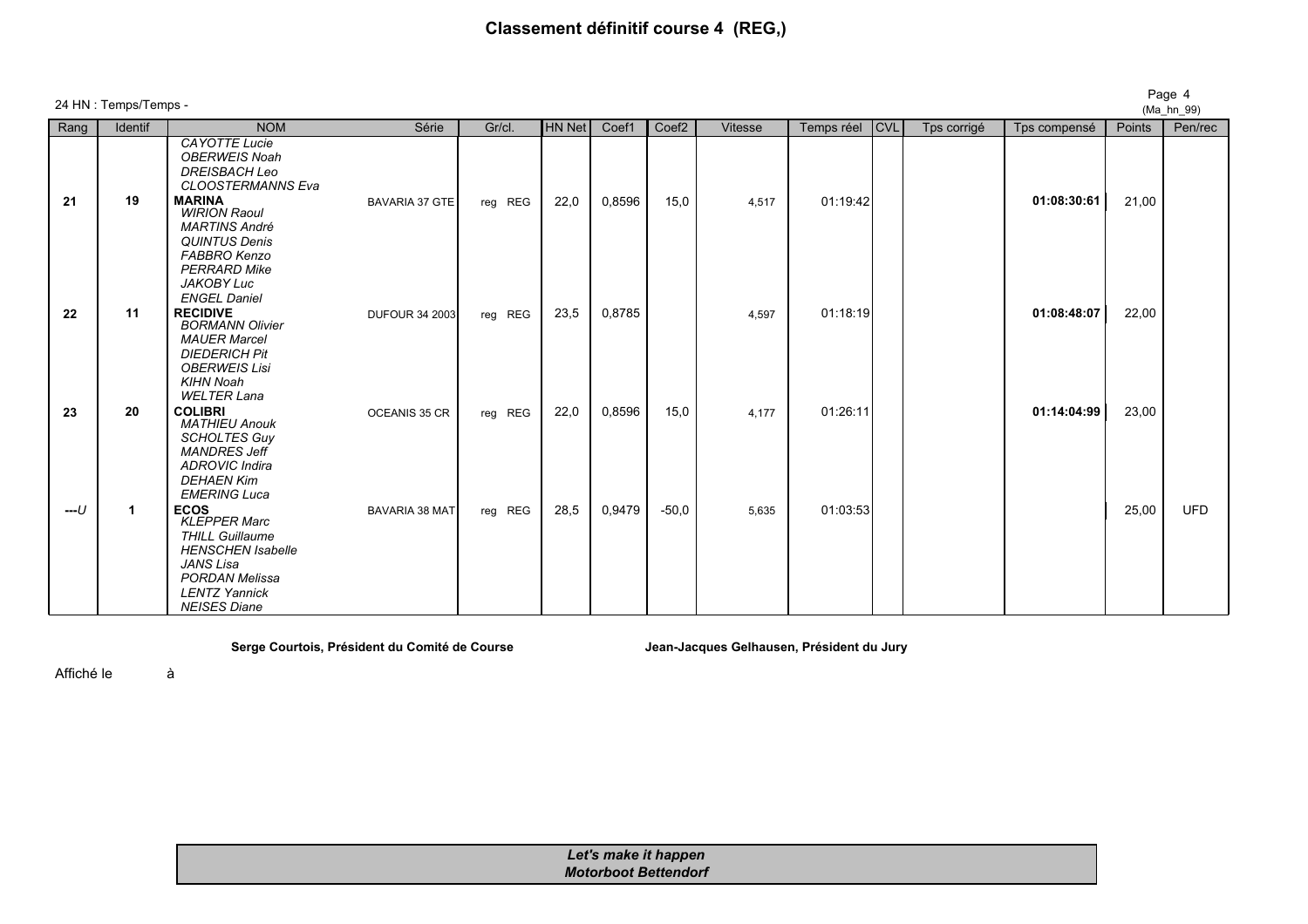# Classement définitif course 4 (REG,)

24 HN : Temps/Temps -

(Ma_hn_99)

| Rang | Identif | NOM | Série | Gr/cl. | HN Net | Coef1 | Coef2 | Vitesse | Temps réel | CVL | Tps corrigé | Tps compensé | Points | Pen/rec |
|---|---|---|---|---|---|---|---|---|---|---|---|---|---|---|
| | | *CAYOTTE Lucie*<br>*OBERWEIS Noah*<br>*DREISBACH Leo*<br>*CLOOSTERMANNS Eva* | | | | | | | | | | | | |
| **21** | **19** | **MARINA**<br>*WIRION Raoul*<br>*MARTINS André*<br>*QUINTUS Denis*<br>*FABBRO Kenzo*<br>*PERRARD Mike*<br>*JAKOBY Luc*<br>*ENGEL Daniel* | BAVARIA 37 GTE | reg REG | 22,0 | 0,8596 | 15,0 | 4,517 | 01:19:42 | | | **01:08:30:61** | 21,00 | |
| **22** | **11** | **RECIDIVE**<br>*BORMANN Olivier*<br>*MAUER Marcel*<br>*DIEDERICH Pit*<br>*OBERWEIS Lisi*<br>*KIHN Noah*<br>*WELTER Lana* | DUFOUR 34 2003 | reg REG | 23,5 | 0,8785 | | 4,597 | 01:18:19 | | | **01:08:48:07** | 22,00 | |
| **23** | **20** | **COLIBRI**<br>*MATHIEU Anouk*<br>*SCHOLTES Guy*<br>*MANDRES Jeff*<br>*ADROVIC Indira*<br>*DEHAEN Kim*<br>*EMERING Luca* | OCEANIS 35 CR | reg REG | 22,0 | 0,8596 | 15,0 | 4,177 | 01:26:11 | | | **01:14:04:99** | 23,00 | |
| **---***U* | **1** | **ECOS**<br>*KLEPPER Marc*<br>*THILL Guillaume*<br>*HENSCHEN Isabelle*<br>*JANS Lisa*<br>*PORDAN Melissa*<br>*LENTZ Yannick*<br>*NEISES Diane* | BAVARIA 38 MAT | reg REG | 28,5 | 0,9479 | -50,0 | 5,635 | 01:03:53 | | | | 25,00 | UFD |

**Serge Courtois, Président du Comité de Course** **Jean-Jacques Gelhausen, Président du Jury**

Affiché le à

***Let's make it happen***
***Motorboot Bettendorf***